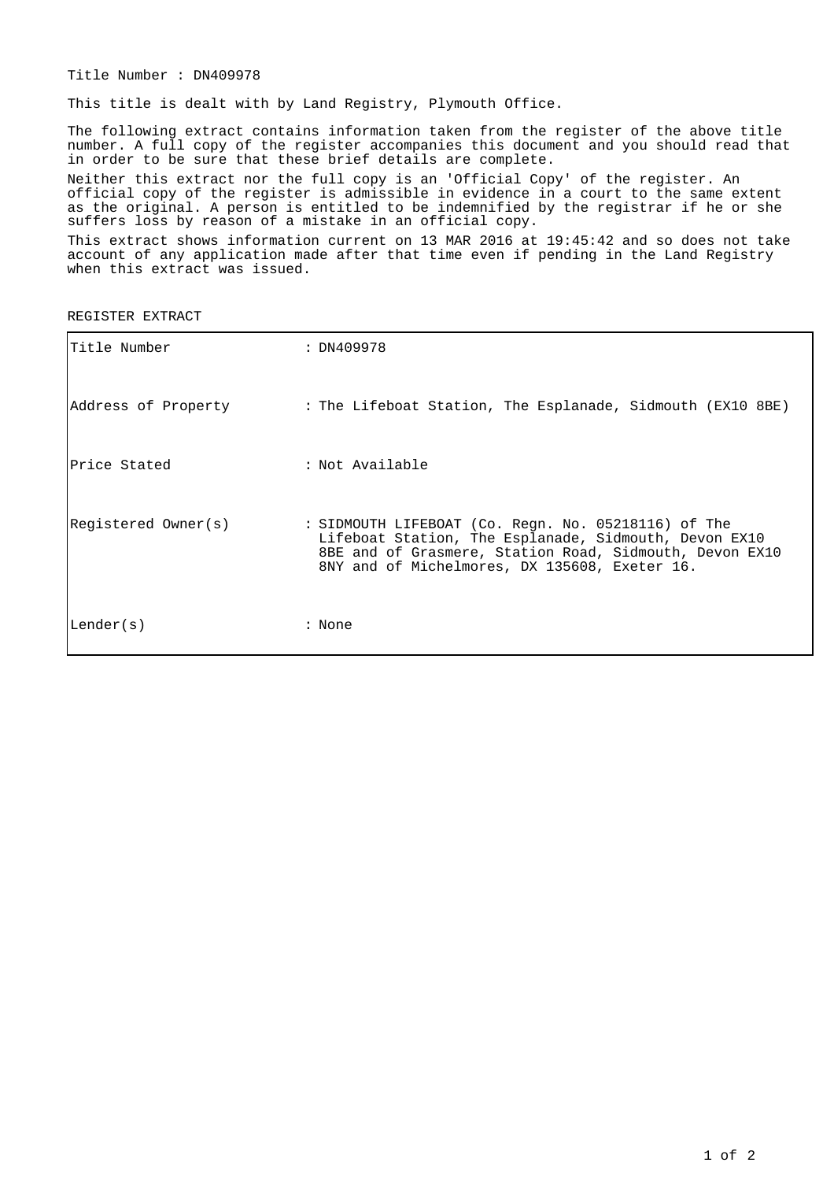Title Number : DN409978

This title is dealt with by Land Registry, Plymouth Office.

The following extract contains information taken from the register of the above title number. A full copy of the register accompanies this document and you should read that in order to be sure that these brief details are complete.

Neither this extract nor the full copy is an 'Official Copy' of the register. An official copy of the register is admissible in evidence in a court to the same extent as the original. A person is entitled to be indemnified by the registrar if he or she suffers loss by reason of a mistake in an official copy.

This extract shows information current on 13 MAR 2016 at 19:45:42 and so does not take account of any application made after that time even if pending in the Land Registry when this extract was issued.

REGISTER EXTRACT

| | |
|---|---|
| Title Number | : DN409978 |
| Address of Property | : The Lifeboat Station, The Esplanade, Sidmouth (EX10 8BE) |
| Price Stated | : Not Available |
| Registered Owner(s) | : SIDMOUTH LIFEBOAT (Co. Regn. No. 05218116) of The Lifeboat Station, The Esplanade, Sidmouth, Devon EX10 8BE and of Grasmere, Station Road, Sidmouth, Devon EX10 8NY and of Michelmores, DX 135608, Exeter 16. |
| Lender(s) | : None |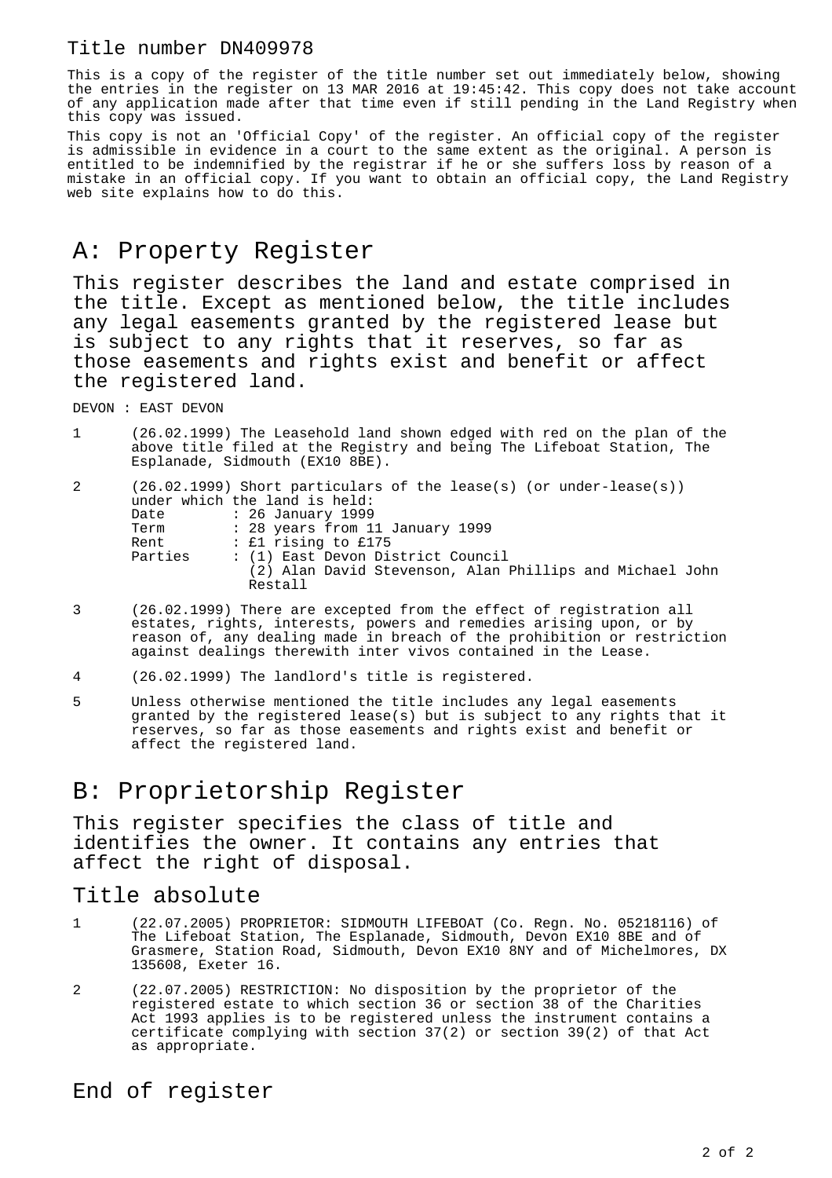## Title number DN409978

This is a copy of the register of the title number set out immediately below, showing the entries in the register on 13 MAR 2016 at 19:45:42. This copy does not take account of any application made after that time even if still pending in the Land Registry when this copy was issued.

This copy is not an 'Official Copy' of the register. An official copy of the register is admissible in evidence in a court to the same extent as the original. A person is entitled to be indemnified by the registrar if he or she suffers loss by reason of a mistake in an official copy. If you want to obtain an official copy, the Land Registry web site explains how to do this.

# A: Property Register

This register describes the land and estate comprised in the title. Except as mentioned below, the title includes any legal easements granted by the registered lease but is subject to any rights that it reserves, so far as those easements and rights exist and benefit or affect the registered land.

DEVON : EAST DEVON

1 (26.02.1999) The Leasehold land shown edged with red on the plan of the above title filed at the Registry and being The Lifeboat Station, The Esplanade, Sidmouth (EX10 8BE).

2 (26.02.1999) Short particulars of the lease(s) (or under-lease(s)) under which the land is held:

```
Date       : 26 January 1999
Term       : 28 years from 11 January 1999
Rent       : £1 rising to £175
Parties    : (1) East Devon District Council
             (2) Alan David Stevenson, Alan Phillips and Michael John
             Restall
```

3 (26.02.1999) There are excepted from the effect of registration all estates, rights, interests, powers and remedies arising upon, or by reason of, any dealing made in breach of the prohibition or restriction against dealings therewith inter vivos contained in the Lease.

4 (26.02.1999) The landlord's title is registered.

5 Unless otherwise mentioned the title includes any legal easements granted by the registered lease(s) but is subject to any rights that it reserves, so far as those easements and rights exist and benefit or affect the registered land.

# B: Proprietorship Register

This register specifies the class of title and identifies the owner. It contains any entries that affect the right of disposal.

## Title absolute

1 (22.07.2005) PROPRIETOR: SIDMOUTH LIFEBOAT (Co. Regn. No. 05218116) of The Lifeboat Station, The Esplanade, Sidmouth, Devon EX10 8BE and of Grasmere, Station Road, Sidmouth, Devon EX10 8NY and of Michelmores, DX 135608, Exeter 16.

2 (22.07.2005) RESTRICTION: No disposition by the proprietor of the registered estate to which section 36 or section 38 of the Charities Act 1993 applies is to be registered unless the instrument contains a certificate complying with section 37(2) or section 39(2) of that Act as appropriate.

# End of register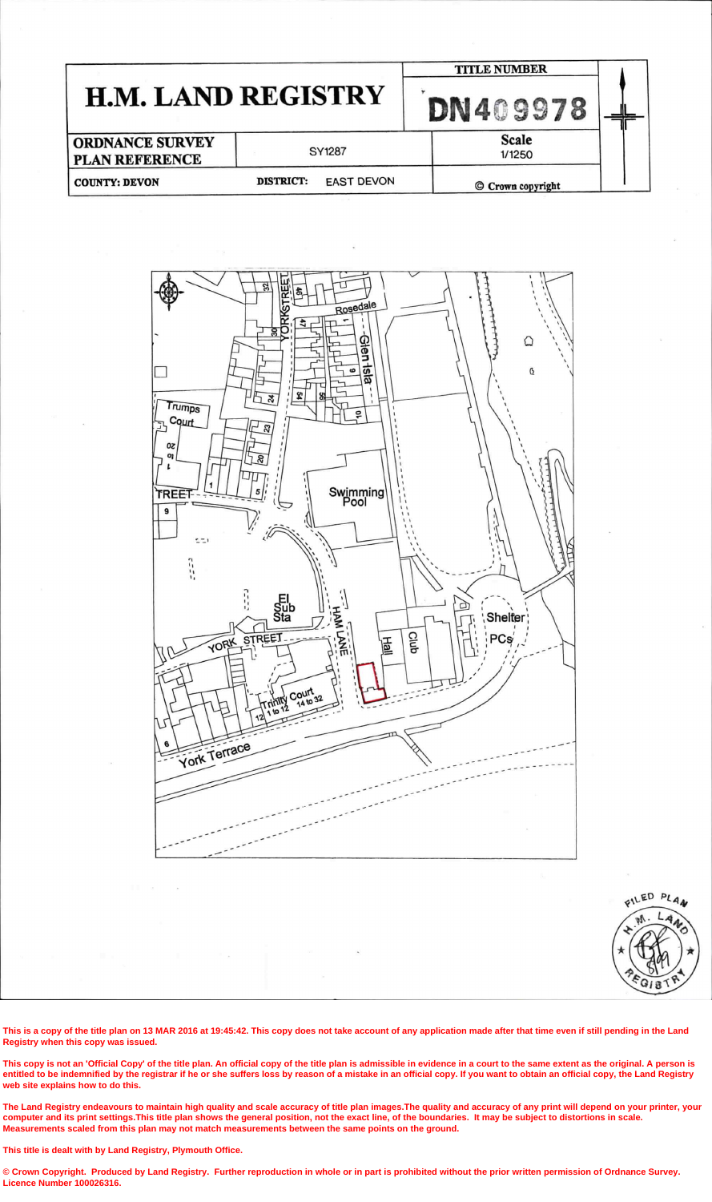# H.M. LAND REGISTRY

| | | |
|---|---|---|
| **H.M. LAND REGISTRY** | **TITLE NUMBER** DN409978 | |
| **ORDNANCE SURVEY PLAN REFERENCE** | SY1287 | **Scale** 1/1250 |
| **COUNTY: DEVON** | **DISTRICT:** EAST DEVON | © Crown copyright |

**This is a copy of the title plan on 13 MAR 2016 at 19:45:42. This copy does not take account of any application made after that time even if still pending in the Land Registry when this copy was issued.**

**This copy is not an 'Official Copy' of the title plan. An official copy of the title plan is admissible in evidence in a court to the same extent as the original. A person is entitled to be indemnified by the registrar if he or she suffers loss by reason of a mistake in an official copy. If you want to obtain an official copy, the Land Registry web site explains how to do this.**

**The Land Registry endeavours to maintain high quality and scale accuracy of title plan images.The quality and accuracy of any print will depend on your printer, your computer and its print settings.This title plan shows the general position, not the exact line, of the boundaries. It may be subject to distortions in scale. Measurements scaled from this plan may not match measurements between the same points on the ground.**

**This title is dealt with by Land Registry, Plymouth Office.**

**© Crown Copyright. Produced by Land Registry. Further reproduction in whole or in part is prohibited without the prior written permission of Ordnance Survey. Licence Number 100026316.**